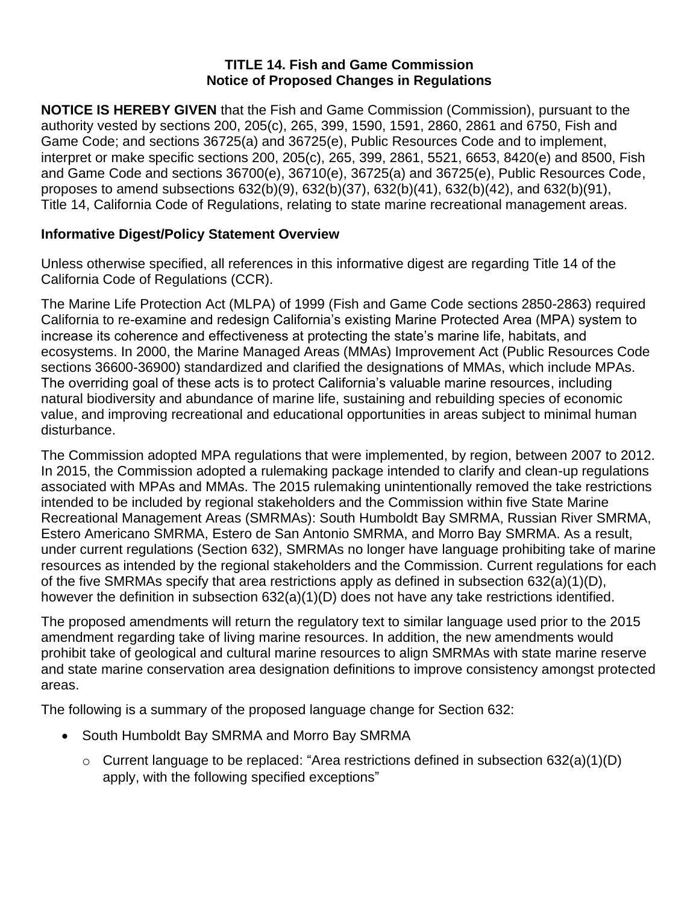**TITLE 14. Fish and Game Commission**
**Notice of Proposed Changes in Regulations**

**NOTICE IS HEREBY GIVEN** that the Fish and Game Commission (Commission), pursuant to the authority vested by sections 200, 205(c), 265, 399, 1590, 1591, 2860, 2861 and 6750, Fish and Game Code; and sections 36725(a) and 36725(e), Public Resources Code and to implement, interpret or make specific sections 200, 205(c), 265, 399, 2861, 5521, 6653, 8420(e) and 8500, Fish and Game Code and sections 36700(e), 36710(e), 36725(a) and 36725(e), Public Resources Code, proposes to amend subsections 632(b)(9), 632(b)(37), 632(b)(41), 632(b)(42), and 632(b)(91), Title 14, California Code of Regulations, relating to state marine recreational management areas.

**Informative Digest/Policy Statement Overview**

Unless otherwise specified, all references in this informative digest are regarding Title 14 of the California Code of Regulations (CCR).

The Marine Life Protection Act (MLPA) of 1999 (Fish and Game Code sections 2850-2863) required California to re-examine and redesign California's existing Marine Protected Area (MPA) system to increase its coherence and effectiveness at protecting the state's marine life, habitats, and ecosystems. In 2000, the Marine Managed Areas (MMAs) Improvement Act (Public Resources Code sections 36600-36900) standardized and clarified the designations of MMAs, which include MPAs. The overriding goal of these acts is to protect California's valuable marine resources, including natural biodiversity and abundance of marine life, sustaining and rebuilding species of economic value, and improving recreational and educational opportunities in areas subject to minimal human disturbance.

The Commission adopted MPA regulations that were implemented, by region, between 2007 to 2012. In 2015, the Commission adopted a rulemaking package intended to clarify and clean-up regulations associated with MPAs and MMAs. The 2015 rulemaking unintentionally removed the take restrictions intended to be included by regional stakeholders and the Commission within five State Marine Recreational Management Areas (SMRMAs): South Humboldt Bay SMRMA, Russian River SMRMA, Estero Americano SMRMA, Estero de San Antonio SMRMA, and Morro Bay SMRMA. As a result, under current regulations (Section 632), SMRMAs no longer have language prohibiting take of marine resources as intended by the regional stakeholders and the Commission. Current regulations for each of the five SMRMAs specify that area restrictions apply as defined in subsection 632(a)(1)(D), however the definition in subsection 632(a)(1)(D) does not have any take restrictions identified.

The proposed amendments will return the regulatory text to similar language used prior to the 2015 amendment regarding take of living marine resources. In addition, the new amendments would prohibit take of geological and cultural marine resources to align SMRMAs with state marine reserve and state marine conservation area designation definitions to improve consistency amongst protected areas.

The following is a summary of the proposed language change for Section 632:

- South Humboldt Bay SMRMA and Morro Bay SMRMA
  - Current language to be replaced: "Area restrictions defined in subsection 632(a)(1)(D) apply, with the following specified exceptions"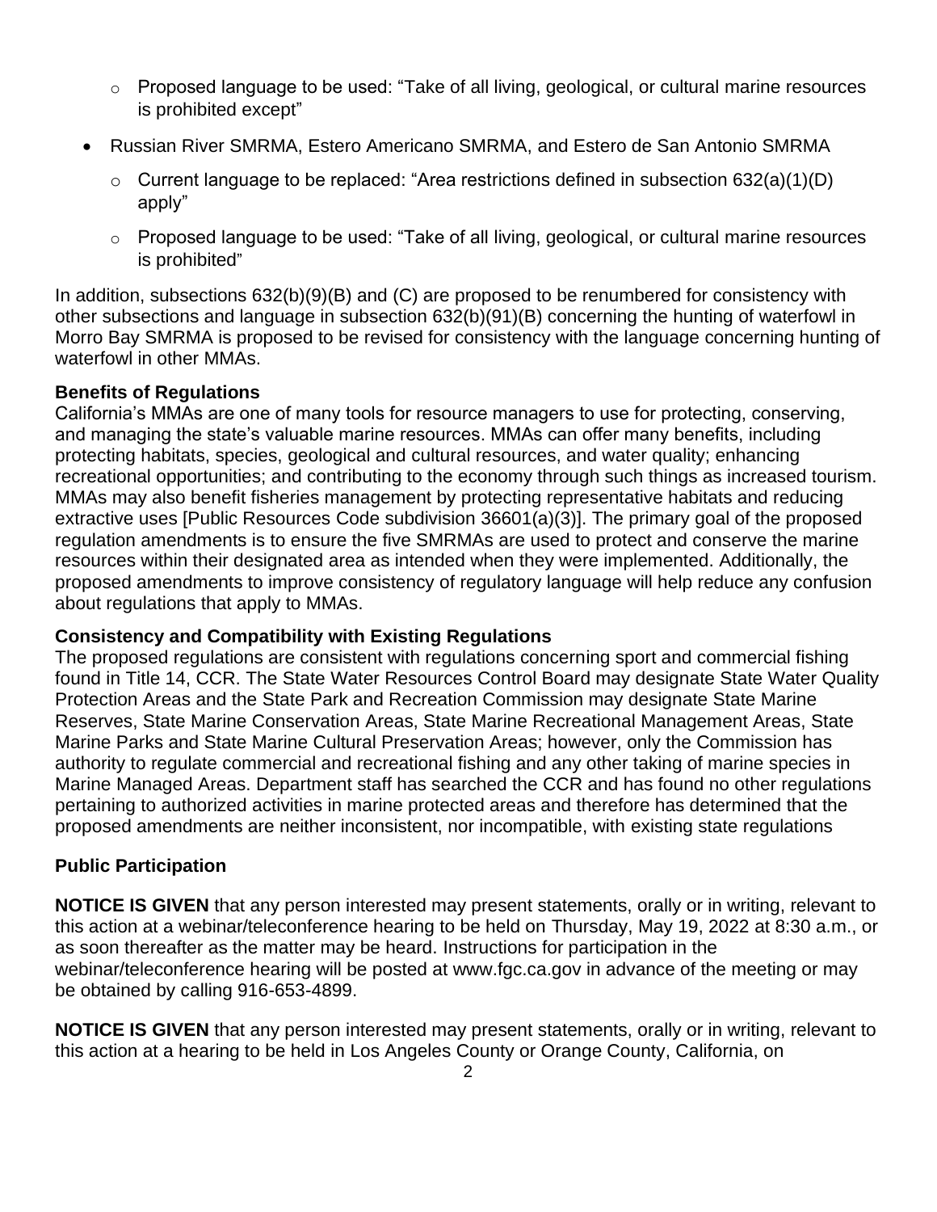- Proposed language to be used: "Take of all living, geological, or cultural marine resources is prohibited except"

- Russian River SMRMA, Estero Americano SMRMA, and Estero de San Antonio SMRMA
  - Current language to be replaced: "Area restrictions defined in subsection 632(a)(1)(D) apply"
  - Proposed language to be used: "Take of all living, geological, or cultural marine resources is prohibited"

In addition, subsections 632(b)(9)(B) and (C) are proposed to be renumbered for consistency with other subsections and language in subsection 632(b)(91)(B) concerning the hunting of waterfowl in Morro Bay SMRMA is proposed to be revised for consistency with the language concerning hunting of waterfowl in other MMAs.

**Benefits of Regulations**

California's MMAs are one of many tools for resource managers to use for protecting, conserving, and managing the state's valuable marine resources. MMAs can offer many benefits, including protecting habitats, species, geological and cultural resources, and water quality; enhancing recreational opportunities; and contributing to the economy through such things as increased tourism. MMAs may also benefit fisheries management by protecting representative habitats and reducing extractive uses [Public Resources Code subdivision 36601(a)(3)]. The primary goal of the proposed regulation amendments is to ensure the five SMRMAs are used to protect and conserve the marine resources within their designated area as intended when they were implemented. Additionally, the proposed amendments to improve consistency of regulatory language will help reduce any confusion about regulations that apply to MMAs.

**Consistency and Compatibility with Existing Regulations**

The proposed regulations are consistent with regulations concerning sport and commercial fishing found in Title 14, CCR. The State Water Resources Control Board may designate State Water Quality Protection Areas and the State Park and Recreation Commission may designate State Marine Reserves, State Marine Conservation Areas, State Marine Recreational Management Areas, State Marine Parks and State Marine Cultural Preservation Areas; however, only the Commission has authority to regulate commercial and recreational fishing and any other taking of marine species in Marine Managed Areas. Department staff has searched the CCR and has found no other regulations pertaining to authorized activities in marine protected areas and therefore has determined that the proposed amendments are neither inconsistent, nor incompatible, with existing state regulations

**Public Participation**

**NOTICE IS GIVEN** that any person interested may present statements, orally or in writing, relevant to this action at a webinar/teleconference hearing to be held on Thursday, May 19, 2022 at 8:30 a.m., or as soon thereafter as the matter may be heard. Instructions for participation in the webinar/teleconference hearing will be posted at www.fgc.ca.gov in advance of the meeting or may be obtained by calling 916-653-4899.

**NOTICE IS GIVEN** that any person interested may present statements, orally or in writing, relevant to this action at a hearing to be held in Los Angeles County or Orange County, California, on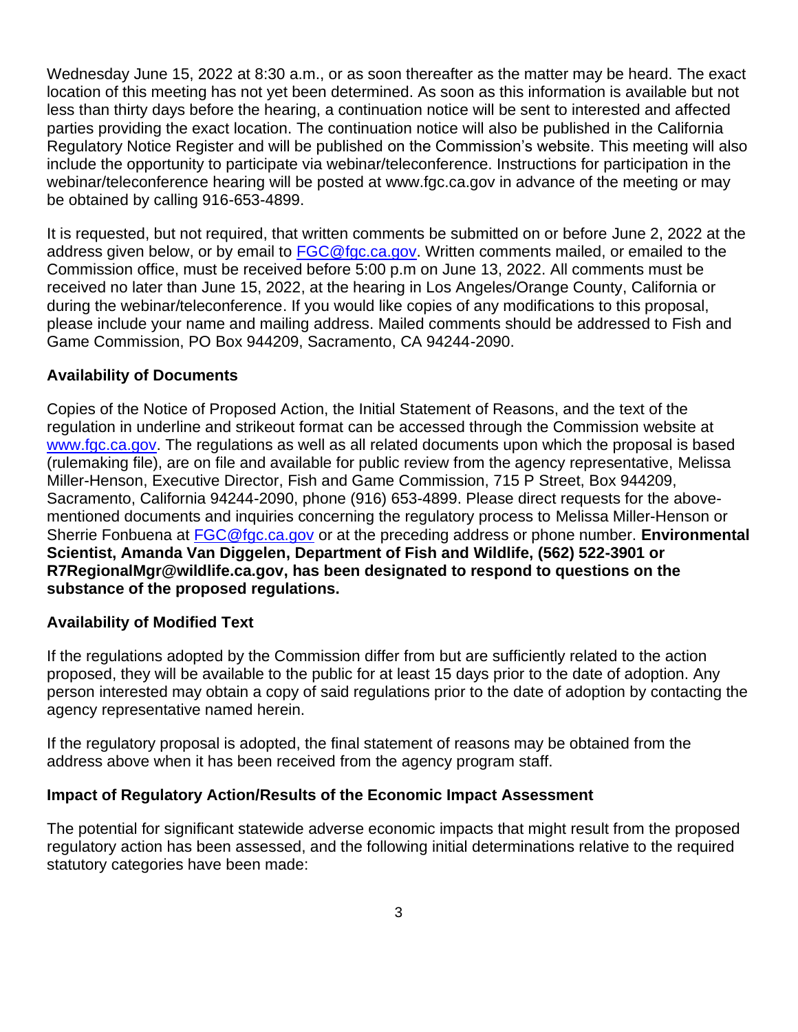Wednesday June 15, 2022 at 8:30 a.m., or as soon thereafter as the matter may be heard. The exact location of this meeting has not yet been determined. As soon as this information is available but not less than thirty days before the hearing, a continuation notice will be sent to interested and affected parties providing the exact location. The continuation notice will also be published in the California Regulatory Notice Register and will be published on the Commission's website. This meeting will also include the opportunity to participate via webinar/teleconference. Instructions for participation in the webinar/teleconference hearing will be posted at www.fgc.ca.gov in advance of the meeting or may be obtained by calling 916-653-4899.

It is requested, but not required, that written comments be submitted on or before June 2, 2022 at the address given below, or by email to [FGC@fgc.ca.gov](mailto:FGC@fgc.ca.gov). Written comments mailed, or emailed to the Commission office, must be received before 5:00 p.m on June 13, 2022. All comments must be received no later than June 15, 2022, at the hearing in Los Angeles/Orange County, California or during the webinar/teleconference. If you would like copies of any modifications to this proposal, please include your name and mailing address. Mailed comments should be addressed to Fish and Game Commission, PO Box 944209, Sacramento, CA 94244-2090.

### Availability of Documents

Copies of the Notice of Proposed Action, the Initial Statement of Reasons, and the text of the regulation in underline and strikeout format can be accessed through the Commission website at [www.fgc.ca.gov](http://www.fgc.ca.gov). The regulations as well as all related documents upon which the proposal is based (rulemaking file), are on file and available for public review from the agency representative, Melissa Miller-Henson, Executive Director, Fish and Game Commission, 715 P Street, Box 944209, Sacramento, California 94244-2090, phone (916) 653-4899. Please direct requests for the above-mentioned documents and inquiries concerning the regulatory process to Melissa Miller-Henson or Sherrie Fonbuena at [FGC@fgc.ca.gov](mailto:FGC@fgc.ca.gov) or at the preceding address or phone number. **Environmental Scientist, Amanda Van Diggelen, Department of Fish and Wildlife, (562) 522-3901 or R7RegionalMgr@wildlife.ca.gov, has been designated to respond to questions on the substance of the proposed regulations.**

### Availability of Modified Text

If the regulations adopted by the Commission differ from but are sufficiently related to the action proposed, they will be available to the public for at least 15 days prior to the date of adoption. Any person interested may obtain a copy of said regulations prior to the date of adoption by contacting the agency representative named herein.

If the regulatory proposal is adopted, the final statement of reasons may be obtained from the address above when it has been received from the agency program staff.

### Impact of Regulatory Action/Results of the Economic Impact Assessment

The potential for significant statewide adverse economic impacts that might result from the proposed regulatory action has been assessed, and the following initial determinations relative to the required statutory categories have been made: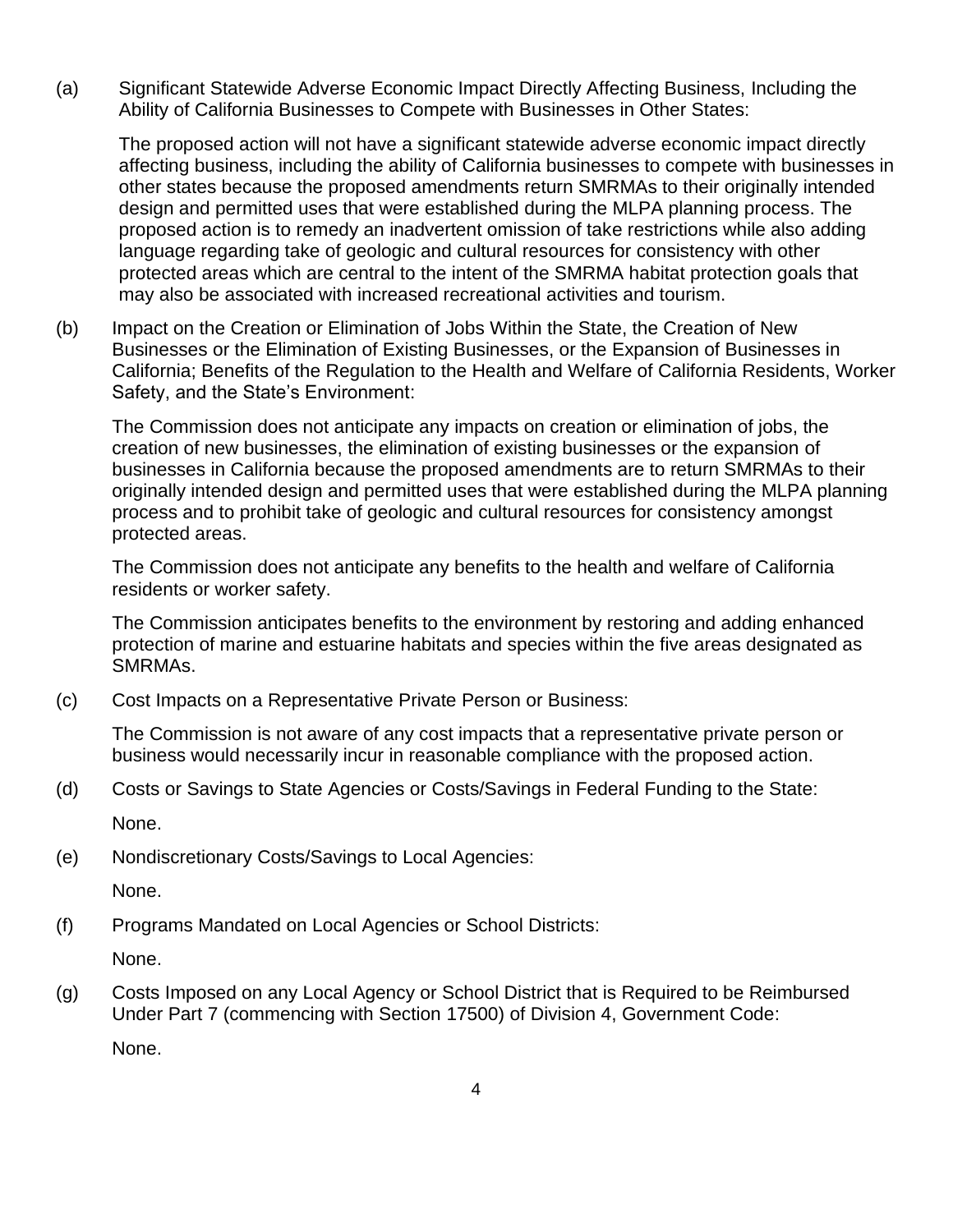(a) Significant Statewide Adverse Economic Impact Directly Affecting Business, Including the Ability of California Businesses to Compete with Businesses in Other States:

The proposed action will not have a significant statewide adverse economic impact directly affecting business, including the ability of California businesses to compete with businesses in other states because the proposed amendments return SMRMAs to their originally intended design and permitted uses that were established during the MLPA planning process. The proposed action is to remedy an inadvertent omission of take restrictions while also adding language regarding take of geologic and cultural resources for consistency with other protected areas which are central to the intent of the SMRMA habitat protection goals that may also be associated with increased recreational activities and tourism.

(b) Impact on the Creation or Elimination of Jobs Within the State, the Creation of New Businesses or the Elimination of Existing Businesses, or the Expansion of Businesses in California; Benefits of the Regulation to the Health and Welfare of California Residents, Worker Safety, and the State's Environment:

The Commission does not anticipate any impacts on creation or elimination of jobs, the creation of new businesses, the elimination of existing businesses or the expansion of businesses in California because the proposed amendments are to return SMRMAs to their originally intended design and permitted uses that were established during the MLPA planning process and to prohibit take of geologic and cultural resources for consistency amongst protected areas.

The Commission does not anticipate any benefits to the health and welfare of California residents or worker safety.

The Commission anticipates benefits to the environment by restoring and adding enhanced protection of marine and estuarine habitats and species within the five areas designated as SMRMAs.

(c) Cost Impacts on a Representative Private Person or Business:

The Commission is not aware of any cost impacts that a representative private person or business would necessarily incur in reasonable compliance with the proposed action.

(d) Costs or Savings to State Agencies or Costs/Savings in Federal Funding to the State:

None.

(e) Nondiscretionary Costs/Savings to Local Agencies:

None.

(f) Programs Mandated on Local Agencies or School Districts:

None.

(g) Costs Imposed on any Local Agency or School District that is Required to be Reimbursed Under Part 7 (commencing with Section 17500) of Division 4, Government Code:

None.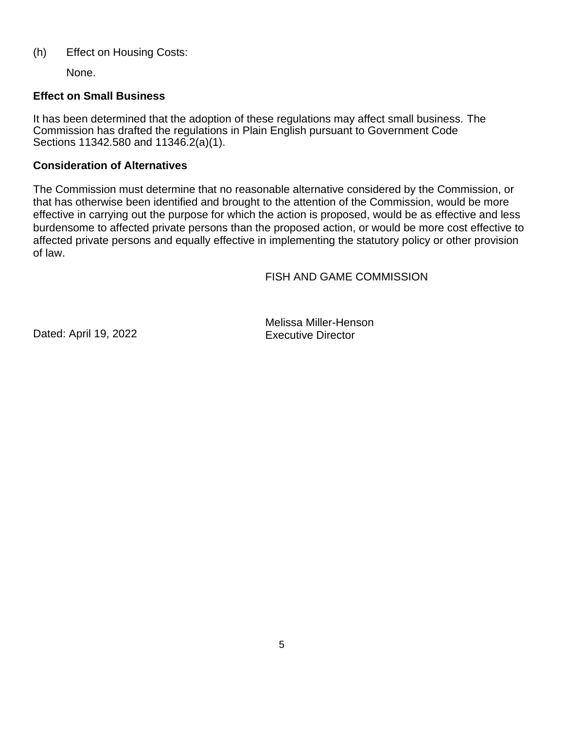(h) Effect on Housing Costs:

None.

**Effect on Small Business**

It has been determined that the adoption of these regulations may affect small business. The Commission has drafted the regulations in Plain English pursuant to Government Code Sections 11342.580 and 11346.2(a)(1).

**Consideration of Alternatives**

The Commission must determine that no reasonable alternative considered by the Commission, or that has otherwise been identified and brought to the attention of the Commission, would be more effective in carrying out the purpose for which the action is proposed, would be as effective and less burdensome to affected private persons than the proposed action, or would be more cost effective to affected private persons and equally effective in implementing the statutory policy or other provision of law.

FISH AND GAME COMMISSION

Melissa Miller-Henson
Executive Director

Dated: April 19, 2022